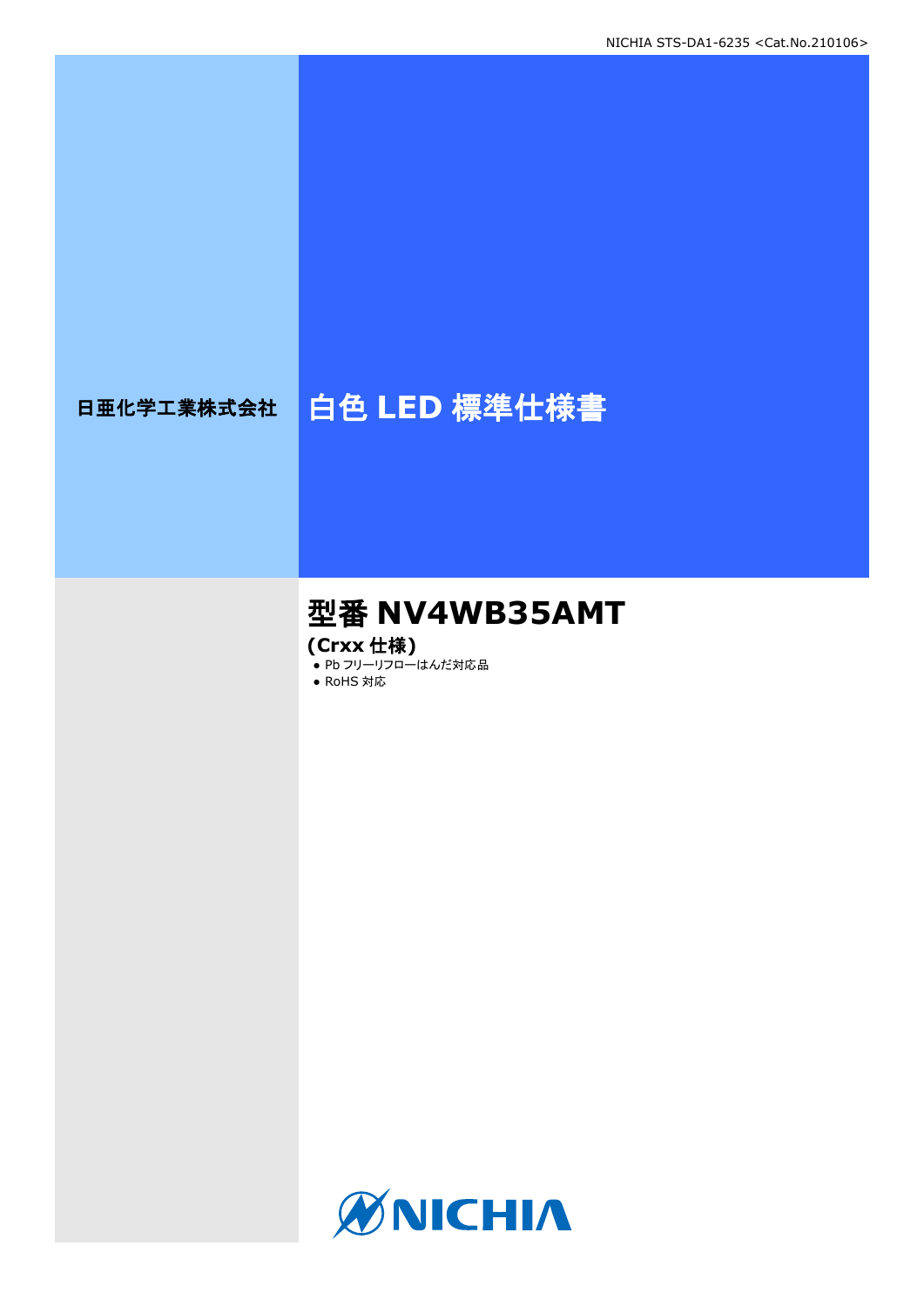日亜化学工業株式会社

# 白色 LED 標準仕様書

## 型番 NV4WB35AMT

**(Crxx 仕様)**

- Pb フリーリフローはんだ対応品
- RoHS 対応

NICHIA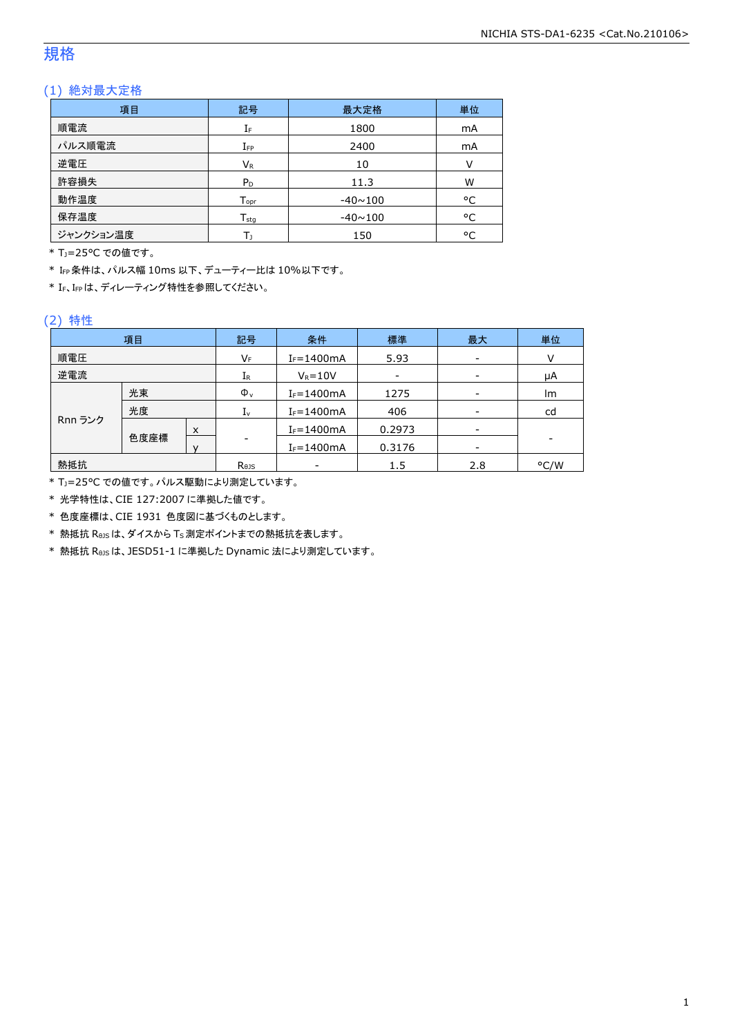# 規格

## (1) 絶対最大定格

| 項目 | 記号 | 最大定格 | 単位 |
|---|---|---|---|
| 順電流 | $I_F$ | 1800 | mA |
| パルス順電流 | $I_{FP}$ | 2400 | mA |
| 逆電圧 | $V_R$ | 10 | V |
| 許容損失 | $P_D$ | 11.3 | W |
| 動作温度 | $T_{opr}$ | -40~100 | °C |
| 保存温度 | $T_{stg}$ | -40~100 | °C |
| ジャンクション温度 | $T_J$ | 150 | °C |

\* $T_J$=25°C での値です。

\* $I_{FP}$ 条件は、パルス幅 10ms 以下、デューティー比は 10%以下です。

\* $I_F$、$I_{FP}$ は、ディレーティング特性を参照してください。

## (2) 特性

| 項目 | | | 記号 | 条件 | 標準 | 最大 | 単位 |
|---|---|---|---|---|---|---|---|
| 順電圧 | | | $V_F$ | $I_F$=1400mA | 5.93 | - | V |
| 逆電流 | | | $I_R$ | $V_R$=10V | - | - | μA |
| Rnn ランク | 光束 | | $\Phi_v$ | $I_F$=1400mA | 1275 | - | lm |
| | 光度 | | $I_v$ | $I_F$=1400mA | 406 | - | cd |
| | 色度座標 | x | - | $I_F$=1400mA | 0.2973 | - | - |
| | | y | | $I_F$=1400mA | 0.3176 | - | |
| 熱抵抗 | | | $R_{\theta JS}$ | - | 1.5 | 2.8 | °C/W |

\* $T_J$=25°C での値です。パルス駆動により測定しています。

\* 光学特性は、CIE 127:2007 に準拠した値です。

\* 色度座標は、CIE 1931 色度図に基づくものとします。

\* 熱抵抗 $R_{\theta JS}$ は、ダイスから $T_S$ 測定ポイントまでの熱抵抗を表します。

\* 熱抵抗 $R_{\theta JS}$ は、JESD51-1 に準拠した Dynamic 法により測定しています。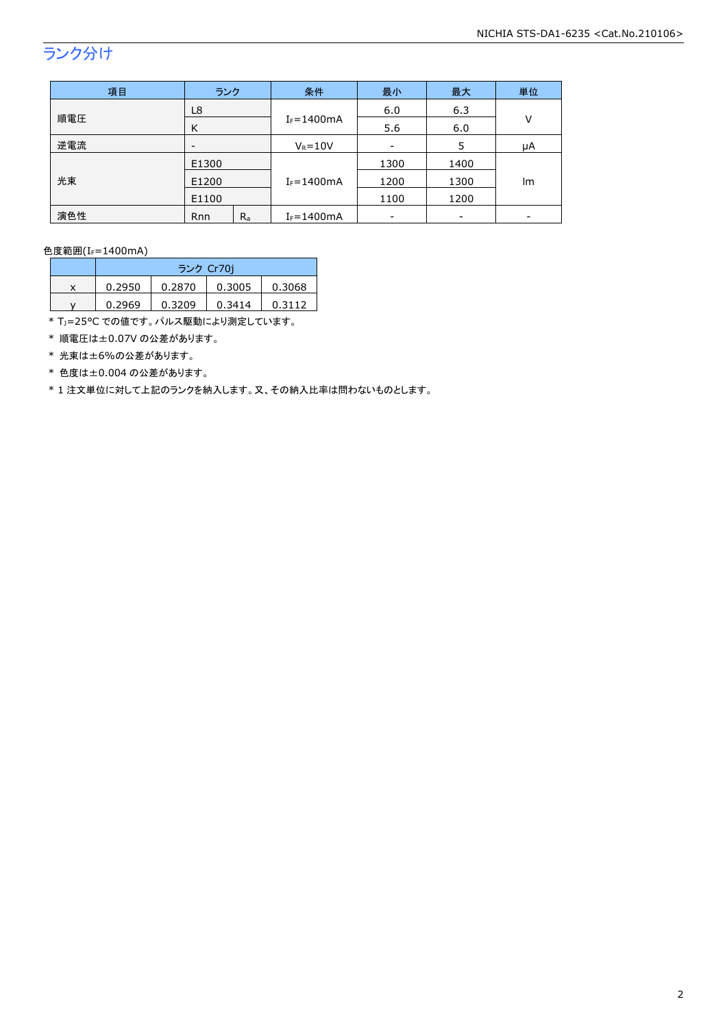## ランク分け

| 項目 | ランク | | 条件 | 最小 | 最大 | 単位 |
|---|---|---|---|---|---|---|
| 順電圧 | L8 | | $I_F$=1400mA | 6.0 | 6.3 | V |
| | K | | | 5.6 | 6.0 | |
| 逆電流 | - | | $V_R$=10V | - | 5 | μA |
| 光束 | E1300 | | $I_F$=1400mA | 1300 | 1400 | lm |
| | E1200 | | | 1200 | 1300 | |
| | E1100 | | | 1100 | 1200 | |
| 演色性 | Rnn | $R_a$ | $I_F$=1400mA | - | - | - |

色度範囲($I_F$=1400mA)

| | ランク Cr70j | | | |
|---|---|---|---|---|
| x | 0.2950 | 0.2870 | 0.3005 | 0.3068 |
| y | 0.2969 | 0.3209 | 0.3414 | 0.3112 |

\* $T_J$=25°C での値です。パルス駆動により測定しています。

\* 順電圧は±0.07V の公差があります。

\* 光束は±6%の公差があります。

\* 色度は±0.004 の公差があります。

\* 1 注文単位に対して上記のランクを納入します。又、その納入比率は問わないものとします。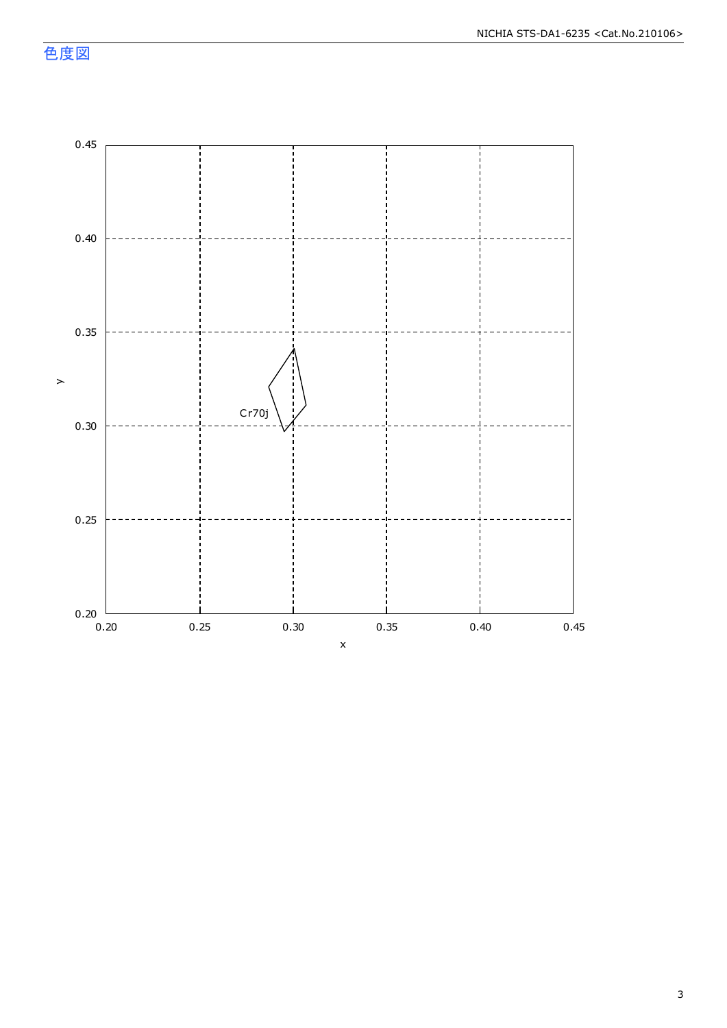## 色度図

y

0.45

0.40

0.35

0.30

0.25

0.20

0.20 0.25 0.30 0.35 0.40 0.45

x

Cr70j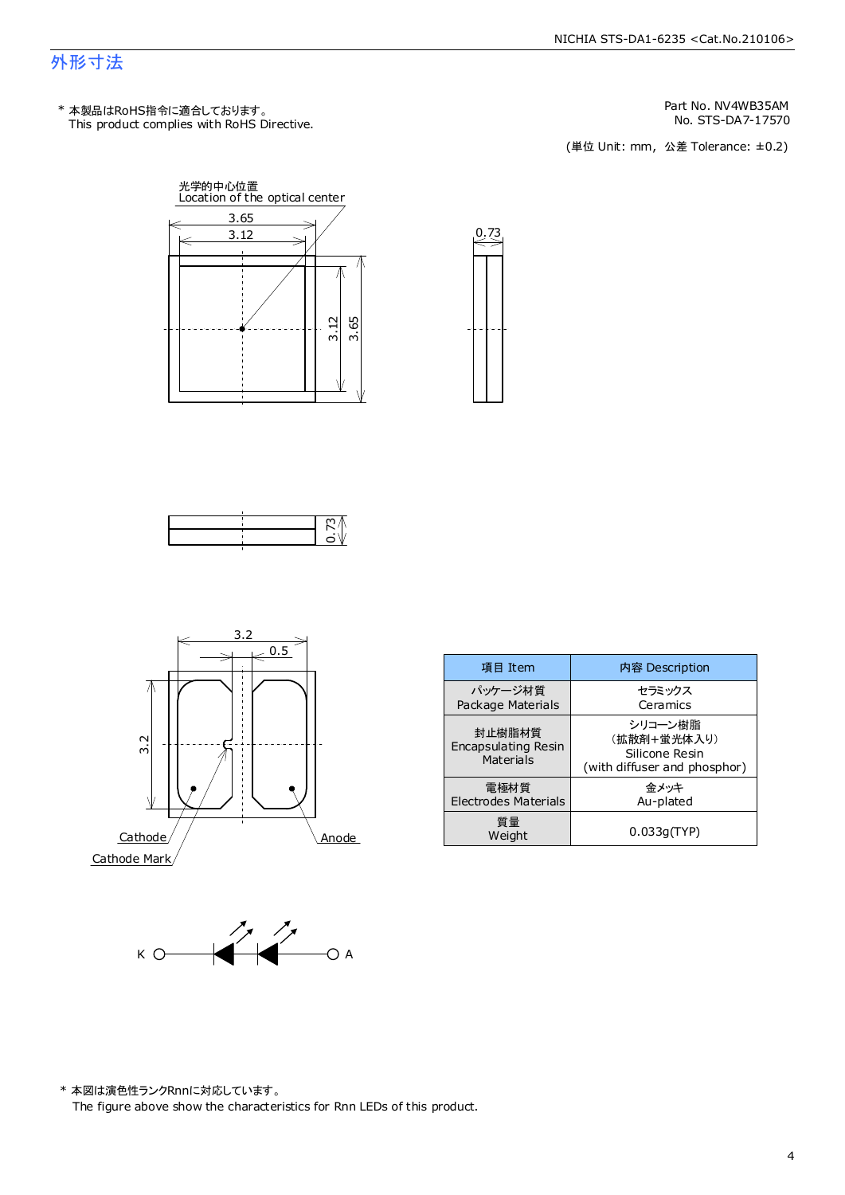## 外形寸法

* 本製品はRoHS指令に適合しております。
This product complies with RoHS Directive.

Part No. NV4WB35AM
No. STS-DA7-17570

(単位 Unit: mm, 公差 Tolerance: ±0.2)

光学的中心位置
Location of the optical center

3.65
3.12
0.73
3.12
3.65
0.73

3.2
0.5
3.2

Cathode
Cathode Mark
Anode

| 項目 Item | 内容 Description |
|---|---|
| パッケージ材質<br>Package Materials | セラミックス<br>Ceramics |
| 封止樹脂材質<br>Encapsulating Resin Materials | シリコーン樹脂<br>(拡散剤+蛍光体入り)<br>Silicone Resin<br>(with diffuser and phosphor) |
| 電極材質<br>Electrodes Materials | 金メッキ<br>Au-plated |
| 質量<br>Weight | 0.033g(TYP) |

K A

* 本図は演色性ランクRnnに対応しています。
The figure above show the characteristics for Rnn LEDs of this product.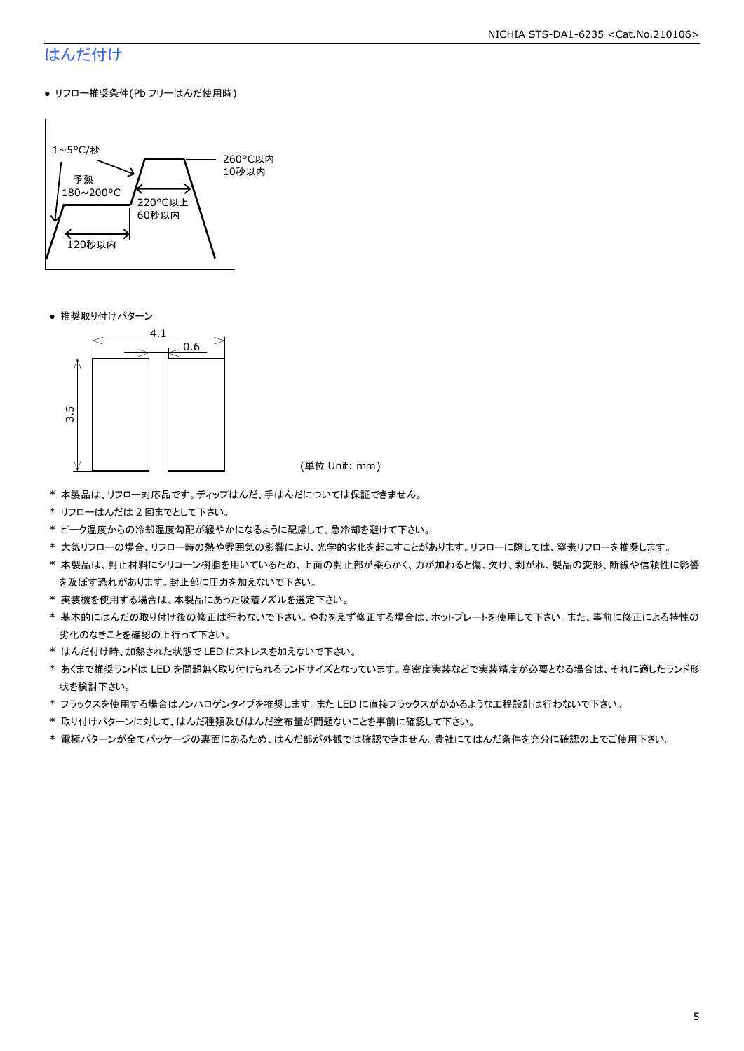## はんだ付け

- リフロー推奨条件(Pb フリーはんだ使用時)

1~5°C/秒

予熱
180~200°C

120秒以内

220°C以上
60秒以内

260°C以内
10秒以内

- 推奨取り付けパターン

4.1

0.6

3.5

(単位 Unit: mm)

* 本製品は、リフロー対応品です。ディップはんだ、手はんだについては保証できません。
* リフローはんだは 2 回までとして下さい。
* ピーク温度からの冷却温度勾配が緩やかになるように配慮して、急冷却を避けて下さい。
* 大気リフローの場合、リフロー時の熱や雰囲気の影響により、光学的劣化を起こすことがあります。リフローに際しては、窒素リフローを推奨します。
* 本製品は、封止材料にシリコーン樹脂を用いているため、上面の封止部が柔らかく、力が加わると傷、欠け、剥がれ、製品の変形、断線や信頼性に影響を及ぼす恐れがあります。封止部に圧力を加えないで下さい。
* 実装機を使用する場合は、本製品にあった吸着ノズルを選定下さい。
* 基本的にはんだの取り付け後の修正は行わないで下さい。やむをえず修正する場合は、ホットプレートを使用して下さい。また、事前に修正による特性の劣化のなきことを確認の上行って下さい。
* はんだ付け時、加熱された状態で LED にストレスを加えないで下さい。
* あくまで推奨ランドは LED を問題無く取り付けられるランドサイズとなっています。高密度実装などで実装精度が必要となる場合は、それに適したランド形状を検討下さい。
* フラックスを使用する場合はノンハロゲンタイプを推奨します。また LED に直接フラックスがかかるような工程設計は行わないで下さい。
* 取り付けパターンに対して、はんだ種類及びはんだ塗布量が問題ないことを事前に確認して下さい。
* 電極パターンが全てパッケージの裏面にあるため、はんだ部が外観では確認できません。貴社にてはんだ条件を充分に確認の上でご使用下さい。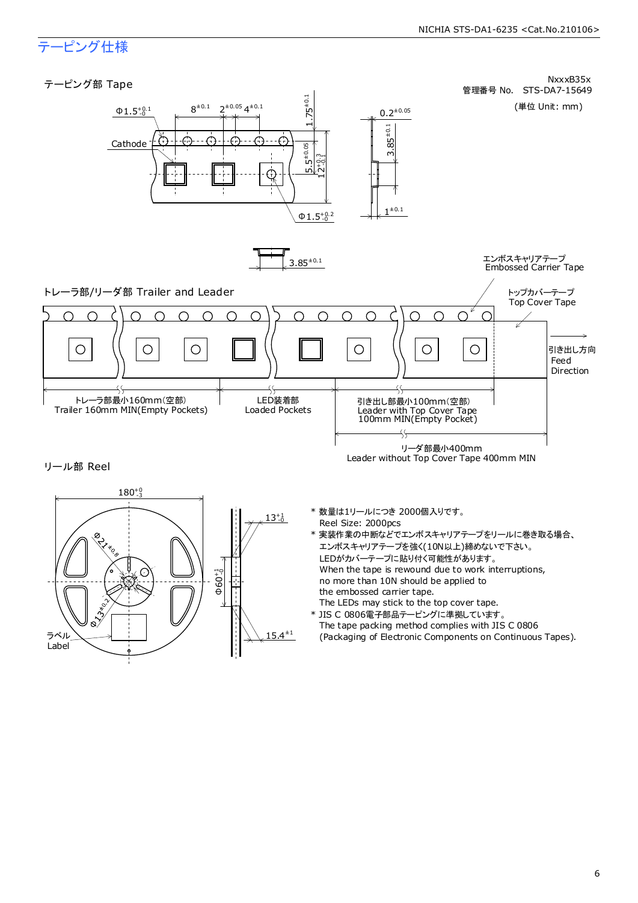## テーピング仕様

NxxxB35x
管理番号 No.　STS-DA7-15649

(単位 Unit: mm)

### テーピング部 Tape

Cathode

$\Phi 1.5^{+0.1}_{-0}$　$8^{\pm 0.1}$　$2^{\pm 0.05}$　$4^{\pm 0.1}$　$1.75^{\pm 0.1}$　$5.5^{\pm 0.05}$　$12^{+0.3}_{-0.1}$　$\Phi 1.5^{+0.2}_{-0}$

$0.2^{\pm 0.05}$　$3.85^{\pm 0.1}$　$1^{\pm 0.1}$

$3.85^{\pm 0.1}$

### トレーラ部/リーダ部 Trailer and Leader

エンボスキャリアテープ
Embossed Carrier Tape

トップカバーテープ
Top Cover Tape

引き出し方向
Feed
Direction

トレーラ部最小160mm(空部)
Trailer 160mm MIN(Empty Pockets)

LED装着部
Loaded Pockets

引き出し部最小100mm(空部)
Leader with Top Cover Tape
100mm MIN(Empty Pocket)

リーダ部最小400mm
Leader without Top Cover Tape 400mm MIN

### リール部 Reel

$180^{+0}_{-3}$　$\Phi 21^{\pm 0.8}$　$\Phi 13^{\pm 0.2}$　$\Phi 60^{+1}_{-0}$　$13^{+1}_{-0}$　$15.4^{\pm 1}$

ラベル
Label

* 数量は1リールにつき 2000個入りです。
  Reel Size: 2000pcs
* 実装作業の中断などでエンボスキャリアテープをリールに巻き取る場合、
  エンボスキャリアテープを強く(10N以上)締めないで下さい。
  LEDがカバーテープに貼り付く可能性があります。
  When the tape is rewound due to work interruptions,
  no more than 10N should be applied to
  the embossed carrier tape.
  The LEDs may stick to the top cover tape.
* JIS C 0806電子部品テーピングに準拠しています。
  The tape packing method complies with JIS C 0806
  (Packaging of Electronic Components on Continuous Tapes).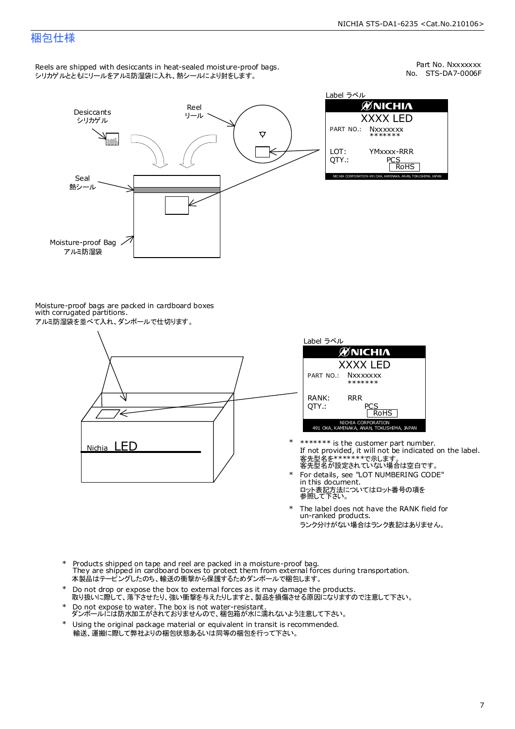## 梱包仕様

Reels are shipped with desiccants in heat-sealed moisture-proof bags.
シリカゲルとともにリールをアルミ防湿袋に入れ、熱シールにより封をします。

Part No. Nxxxxxxx
No. STS-DA7-0006F

Desiccants
シリカゲル

Reel
リール

Seal
熱シール

Moisture-proof Bag
アルミ防湿袋

Label ラベル

NICHIA
XXXX LED
PART NO.: Nxxxxxxx
*******
LOT: YMxxxx-RRR
QTY.: PCS
RoHS
NICHIA CORPORATION 491 OKA, KAMINAKA, ANAN, TOKUSHIMA, JAPAN

Moisture-proof bags are packed in cardboard boxes with corrugated partitions.
アルミ防湿袋を並べて入れ、ダンボールで仕切ります。

Nichia LED

Label ラベル

NICHIA
XXXX LED
PART NO.: Nxxxxxxx
*******
RANK: RRR
QTY.: PCS
RoHS
NICHIA CORPORATION
491 OKA, KAMINAKA, ANAN, TOKUSHIMA, JAPAN

- * ******* is the customer part number.
  If not provided, it will not be indicated on the label.
  客先型名を*******で示します。
  客先型名が設定されていない場合は空白です。
- * For details, see "LOT NUMBERING CODE" in this document.
  ロット表記方法についてはロット番号の項を参照して下さい。
- * The label does not have the RANK field for un-ranked products.
  ランク分けがない場合はランク表記はありません。

- * Products shipped on tape and reel are packed in a moisture-proof bag.
  They are shipped in cardboard boxes to protect them from external forces during transportation.
  本製品はテーピングしたのち、輸送の衝撃から保護するためダンボールで梱包します。
- * Do not drop or expose the box to external forces as it may damage the products.
  取り扱いに際して、落下させたり、強い衝撃を与えたりしますと、製品を損傷させる原因になりますので注意して下さい。
- * Do not expose to water. The box is not water-resistant.
  ダンボールには防水加工がされておりませんので、梱包箱が水に濡れないよう注意して下さい。
- * Using the original package material or equivalent in transit is recommended.
  輸送、運搬に際して弊社よりの梱包状態あるいは同等の梱包を行って下さい。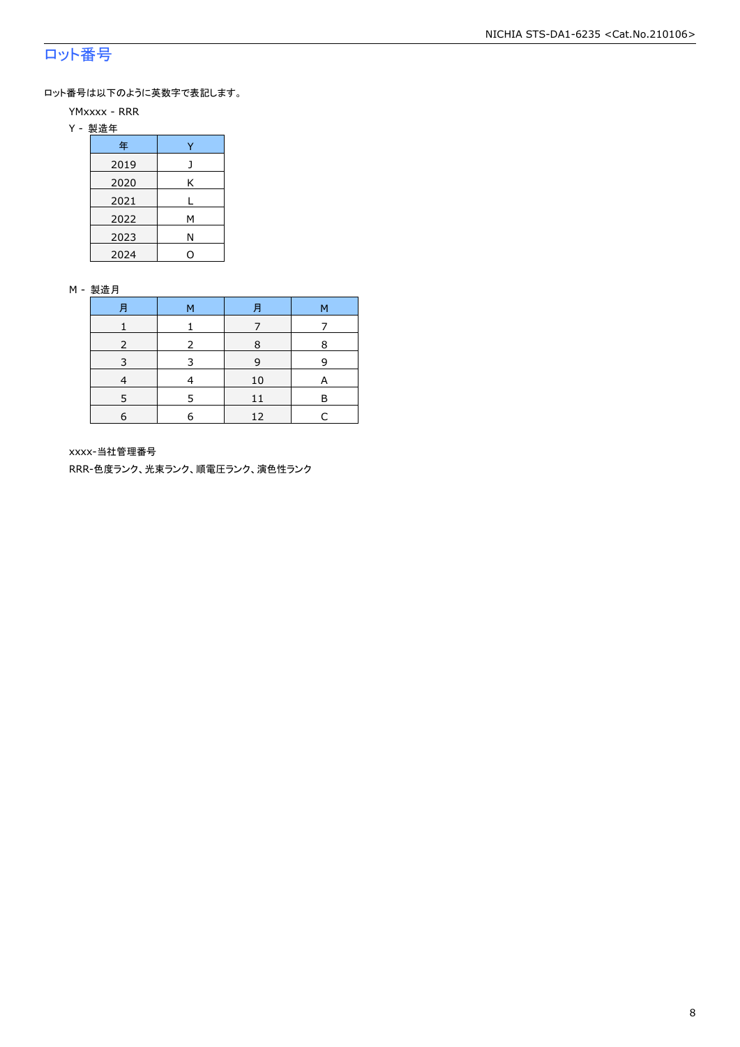## ロット番号

ロット番号は以下のように英数字で表記します。

YMxxxx - RRR

Y - 製造年

| 年 | Y |
|---|---|
| 2019 | J |
| 2020 | K |
| 2021 | L |
| 2022 | M |
| 2023 | N |
| 2024 | O |

M - 製造月

| 月 | M | 月 | M |
|---|---|---|---|
| 1 | 1 | 7 | 7 |
| 2 | 2 | 8 | 8 |
| 3 | 3 | 9 | 9 |
| 4 | 4 | 10 | A |
| 5 | 5 | 11 | B |
| 6 | 6 | 12 | C |

xxxx-当社管理番号

RRR-色度ランク、光束ランク、順電圧ランク、演色性ランク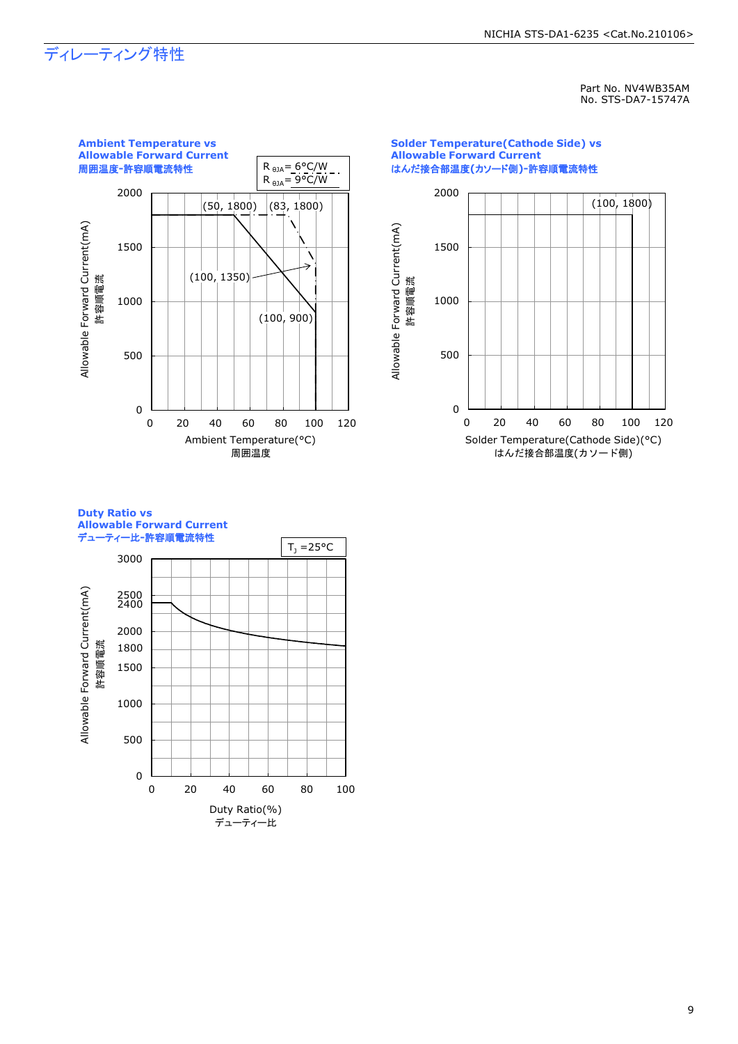# ディレーティング特性

Part No. NV4WB35AM
No. STS-DA7-15747A

**Ambient Temperature vs Allowable Forward Current**
**周囲温度-許容順電流特性**

$R_{\theta JA}$ = 6°C/W
$R_{\theta JA}$ = 9°C/W

(50, 1800) (83, 1800) (100, 1350) (100, 900)

Allowable Forward Current(mA) 許容順電流

Ambient Temperature(°C) 周囲温度

**Solder Temperature(Cathode Side) vs Allowable Forward Current**
**はんだ接合部温度(カソード側)-許容順電流特性**

(100, 1800)

Allowable Forward Current(mA) 許容順電流

Solder Temperature(Cathode Side)(°C) はんだ接合部温度(カソード側)

**Duty Ratio vs Allowable Forward Current**
**デューティー比-許容順電流特性**

$T_J$ =25°C

Allowable Forward Current(mA) 許容順電流

Duty Ratio(%) デューティー比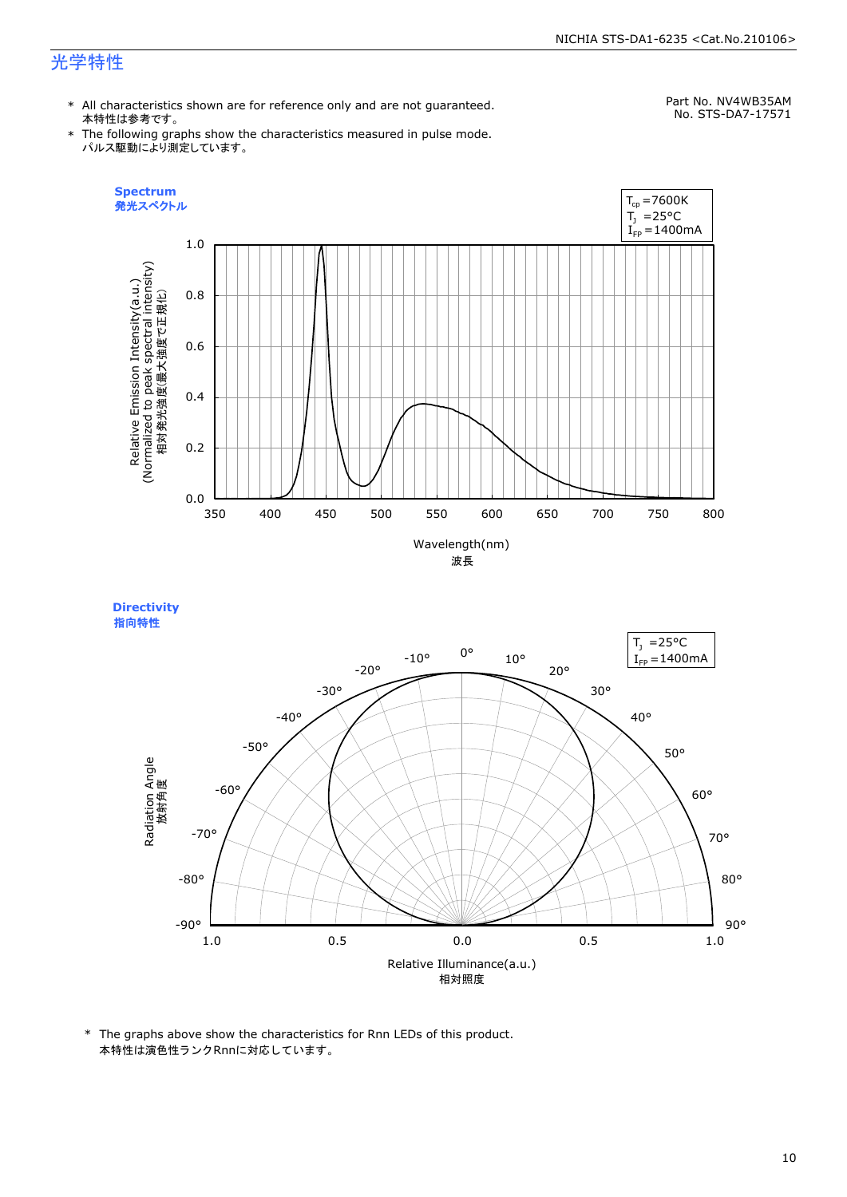## 光学特性

Part No. NV4WB35AM
No. STS-DA7-17571

\* All characteristics shown are for reference only and are not guaranteed.
本特性は参考です。
\* The following graphs show the characteristics measured in pulse mode.
パルス駆動により測定しています。

**Spectrum**
**発光スペクトル**

$T_{cp}$ =7600K
$T_J$ =25°C
$I_{FP}$ =1400mA

Relative Emission Intensity(a.u.)
(Normalized to peak spectral intensity)
相対発光強度(最大強度で正規化)

Wavelength(nm)
波長

**Directivity**
**指向特性**

$T_J$ =25°C
$I_{FP}$ =1400mA

Radiation Angle
放射角度

Relative Illuminance(a.u.)
相対照度

\* The graphs above show the characteristics for Rnn LEDs of this product.
本特性は演色性ランクRnnに対応しています。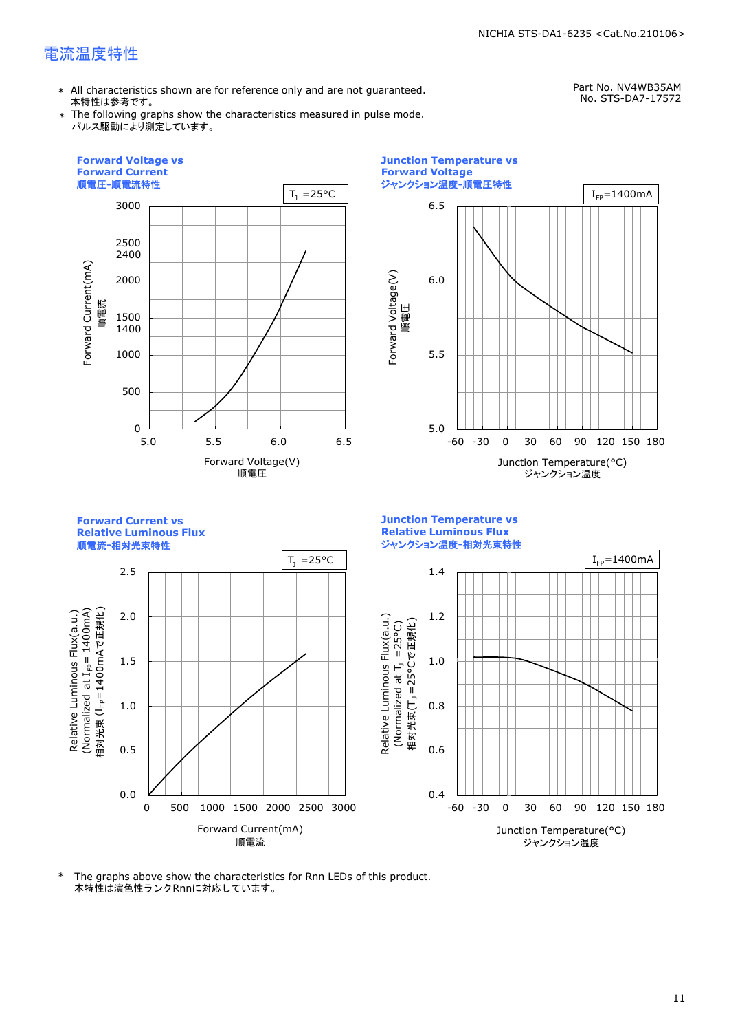# 電流温度特性

Part No. NV4WB35AM
No. STS-DA7-17572

* All characteristics shown are for reference only and are not guaranteed.
本特性は参考です。
* The following graphs show the characteristics measured in pulse mode.
パルス駆動により測定しています。

**Forward Voltage vs Forward Current**
**順電圧-順電流特性**

$T_J$ =25°C

Forward Current(mA) 順電流: 0, 500, 1000, 1400, 1500, 2000, 2400, 2500, 3000
Forward Voltage(V) 順電圧: 5.0, 5.5, 6.0, 6.5

**Junction Temperature vs Forward Voltage**
**ジャンクション温度-順電圧特性**

$I_{FP}$=1400mA

Forward Voltage(V) 順電圧: 5.0, 5.5, 6.0, 6.5
Junction Temperature(°C) ジャンクション温度: -60, -30, 0, 30, 60, 90, 120, 150, 180

**Forward Current vs Relative Luminous Flux**
**順電流-相対光束特性**

$T_J$ =25°C

Relative Luminous Flux(a.u.) (Normalized at $I_{FP}$= 1400mA) 相対光束 ($I_{FP}$=1400mAで正規化): 0.0, 0.5, 1.0, 1.5, 2.0, 2.5
Forward Current(mA) 順電流: 0, 500, 1000, 1500, 2000, 2500, 3000

**Junction Temperature vs Relative Luminous Flux**
**ジャンクション温度-相対光束特性**

$I_{FP}$=1400mA

Relative Luminous Flux(a.u.) (Normalized at $T_J$ =25°C) 相対光束($T_J$ =25°Cで正規化): 0.4, 0.6, 0.8, 1.0, 1.2, 1.4
Junction Temperature(°C) ジャンクション温度: -60, -30, 0, 30, 60, 90, 120, 150, 180

* The graphs above show the characteristics for Rnn LEDs of this product.
本特性は演色性ランクRnnに対応しています。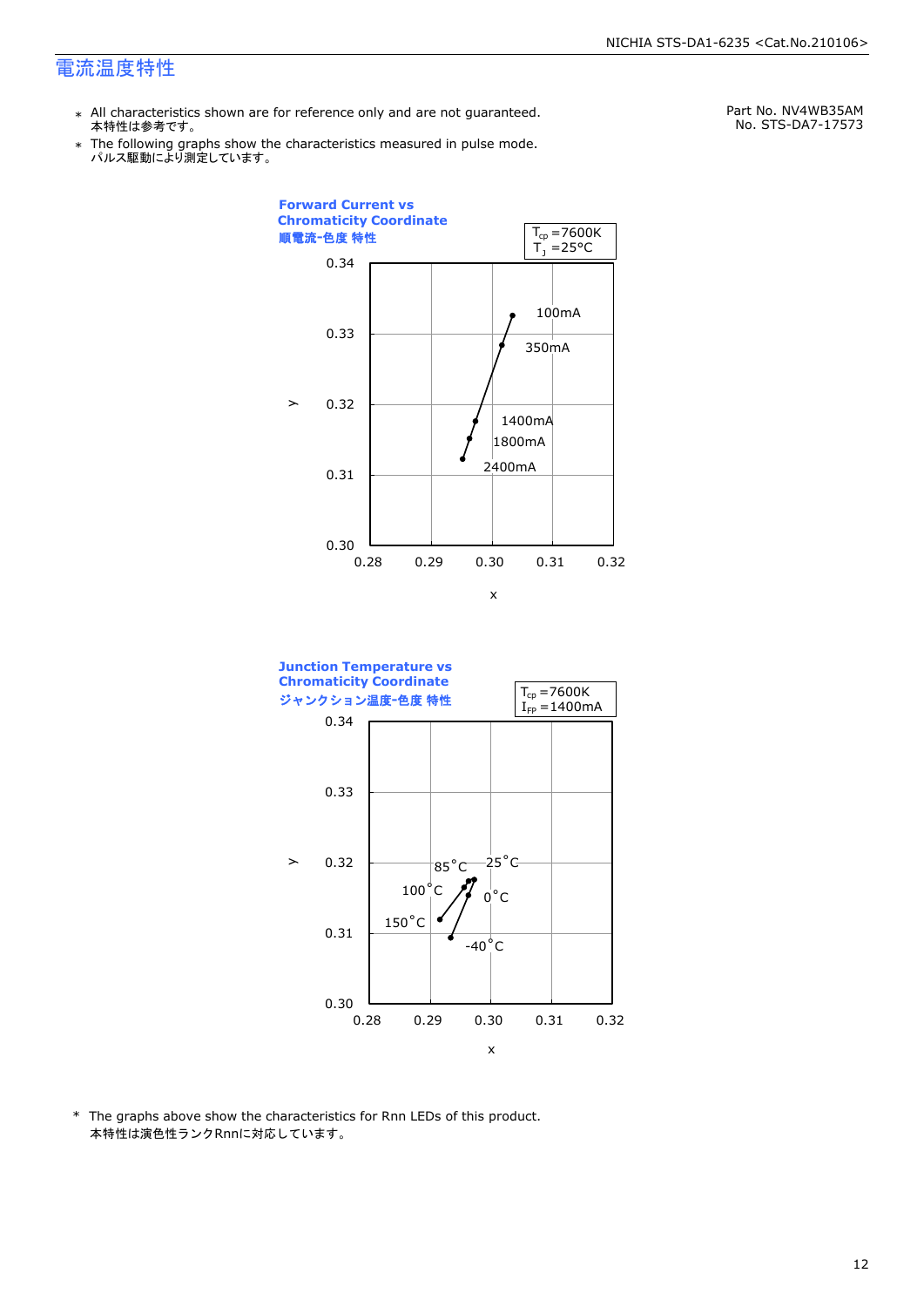## 電流温度特性

Part No. NV4WB35AM
No. STS-DA7-17573

- ＊ All characteristics shown are for reference only and are not guaranteed.
  本特性は参考です。
- ＊ The following graphs show the characteristics measured in pulse mode.
  パルス駆動により測定しています。

### Forward Current vs Chromaticity Coordinate
順電流-色度 特性

$T_{cp}$ =7600K
$T_J$ =25°C

Axes: x (0.28–0.32), y (0.30–0.34)

Labels: 100mA, 350mA, 1400mA, 1800mA, 2400mA

### Junction Temperature vs Chromaticity Coordinate
ジャンクション温度-色度 特性

$T_{cp}$ =7600K
$I_{FP}$ =1400mA

Axes: x (0.28–0.32), y (0.30–0.34)

Labels: 85°C, 25°C, 100°C, 0°C, 150°C, -40°C

\* The graphs above show the characteristics for Rnn LEDs of this product.
本特性は演色性ランクRnnに対応しています。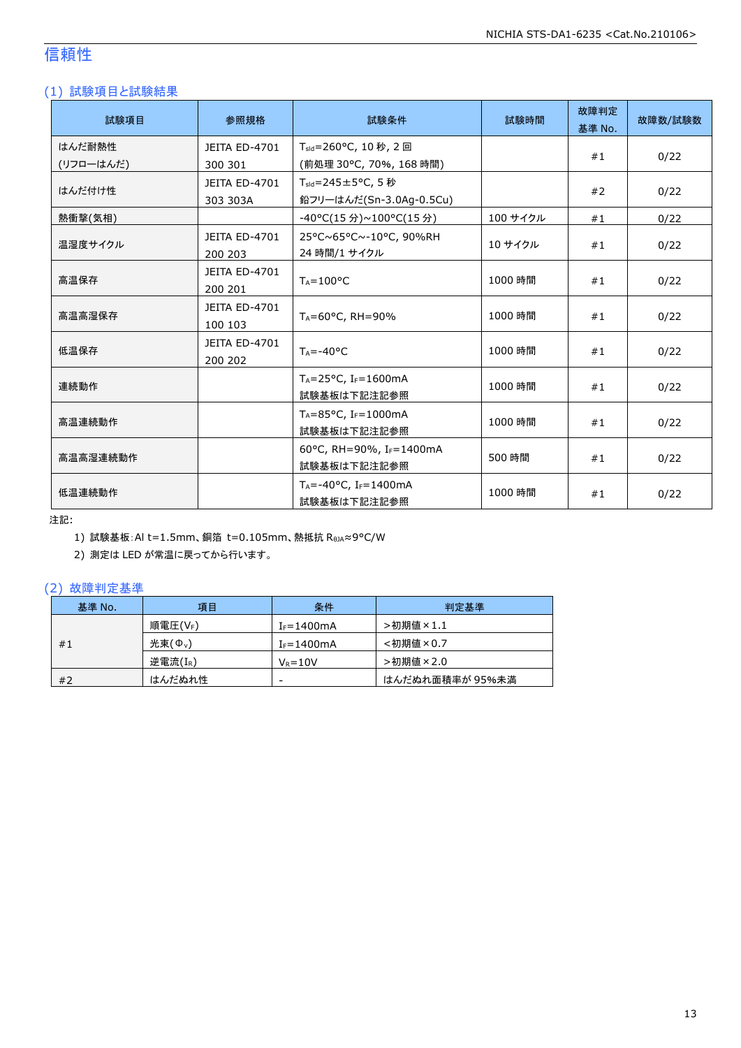# 信頼性

## (1) 試験項目と試験結果

| 試験項目 | 参照規格 | 試験条件 | 試験時間 | 故障判定基準 No. | 故障数/試験数 |
|---|---|---|---|---|---|
| はんだ耐熱性 (リフローはんだ) | JEITA ED-4701 300 301 | $T_{sld}$=260°C, 10 秒, 2 回 (前処理 30°C, 70%, 168 時間) | | #1 | 0/22 |
| はんだ付け性 | JEITA ED-4701 303 303A | $T_{sld}$=245±5°C, 5 秒 鉛フリーはんだ(Sn-3.0Ag-0.5Cu) | | #2 | 0/22 |
| 熱衝撃(気相) | | -40°C(15 分)~100°C(15 分) | 100 サイクル | #1 | 0/22 |
| 温湿度サイクル | JEITA ED-4701 200 203 | 25°C~65°C~-10°C, 90%RH 24 時間/1 サイクル | 10 サイクル | #1 | 0/22 |
| 高温保存 | JEITA ED-4701 200 201 | $T_A$=100°C | 1000 時間 | #1 | 0/22 |
| 高温高湿保存 | JEITA ED-4701 100 103 | $T_A$=60°C, RH=90% | 1000 時間 | #1 | 0/22 |
| 低温保存 | JEITA ED-4701 200 202 | $T_A$=-40°C | 1000 時間 | #1 | 0/22 |
| 連続動作 | | $T_A$=25°C, $I_F$=1600mA 試験基板は下記注記参照 | 1000 時間 | #1 | 0/22 |
| 高温連続動作 | | $T_A$=85°C, $I_F$=1000mA 試験基板は下記注記参照 | 1000 時間 | #1 | 0/22 |
| 高温高湿連続動作 | | 60°C, RH=90%, $I_F$=1400mA 試験基板は下記注記参照 | 500 時間 | #1 | 0/22 |
| 低温連続動作 | | $T_A$=-40°C, $I_F$=1400mA 試験基板は下記注記参照 | 1000 時間 | #1 | 0/22 |

注記:

1) 試験基板:Al t=1.5mm、銅箔 t=0.105mm、熱抵抗 $R_{\theta JA}$≈9°C/W
2) 測定は LED が常温に戻ってから行います。

## (2) 故障判定基準

| 基準 No. | 項目 | 条件 | 判定基準 |
|---|---|---|---|
| #1 | 順電圧($V_F$) | $I_F$=1400mA | >初期値×1.1 |
| | 光束($\Phi_v$) | $I_F$=1400mA | <初期値×0.7 |
| | 逆電流($I_R$) | $V_R$=10V | >初期値×2.0 |
| #2 | はんだぬれ性 | - | はんだぬれ面積率が 95%未満 |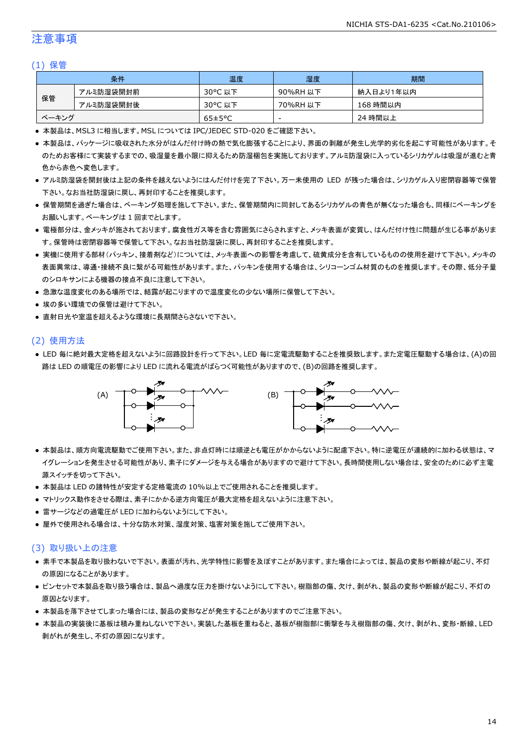# 注意事項

## (1) 保管

| 条件 | | 温度 | 湿度 | 期間 |
|---|---|---|---|---|
| 保管 | アルミ防湿袋開封前 | 30°C 以下 | 90%RH 以下 | 納入日より1年以内 |
| | アルミ防湿袋開封後 | 30°C 以下 | 70%RH 以下 | 168 時間以内 |
| ベーキング | | 65±5°C | - | 24 時間以上 |

- 本製品は、MSL3 に相当します。MSL については IPC/JEDEC STD-020 をご確認下さい。
- 本製品は、パッケージに吸収された水分がはんだ付け時の熱で気化膨張することにより、界面の剥離が発生し光学的劣化を起こす可能性があります。そのためお客様にて実装するまでの、吸湿量を最小限に抑えるため防湿梱包を実施しております。アルミ防湿袋に入っているシリカゲルは吸湿が進むと青色から赤色へ変色します。
- アルミ防湿袋を開封後は上記の条件を越えないようにはんだ付けを完了下さい。万一未使用の LED が残った場合は、シリカゲル入り密閉容器等で保管下さい。なお当社防湿袋に戻し、再封印することを推奨します。
- 保管期間を過ぎた場合は、ベーキング処理を施して下さい。また、保管期間内に同封してあるシリカゲルの青色が無くなった場合も、同様にベーキングをお願いします。ベーキングは 1 回までとします。
- 電極部分は、金メッキが施されております。腐食性ガス等を含む雰囲気にさらされますと、メッキ表面が変質し、はんだ付け性に問題が生じる事があります。保管時は密閉容器等で保管して下さい。なお当社防湿袋に戻し、再封印することを推奨します。
- 実機に使用する部材(パッキン、接着剤など)については、メッキ表面への影響を考慮して、硫黄成分を含有しているものの使用を避けて下さい。メッキの表面異常は、導通・接続不良に繋がる可能性があります。また、パッキンを使用する場合は、シリコーンゴム材質のものを推奨します。その際、低分子量のシロキサンによる機器の接点不良に注意して下さい。
- 急激な温度変化のある場所では、結露が起こりますので温度変化の少ない場所に保管して下さい。
- 埃の多い環境での保管は避けて下さい。
- 直射日光や室温を超えるような環境に長期間さらさないで下さい。

## (2) 使用方法

- LED 毎に絶対最大定格を超えないように回路設計を行って下さい。LED 毎に定電流駆動することを推奨致します。また定電圧駆動する場合は、(A)の回路は LED の順電圧の影響により LED に流れる電流がばらつく可能性がありますので、(B)の回路を推奨します。

(A) (B)

- 本製品は、順方向電流駆動でご使用下さい。また、非点灯時には順逆とも電圧がかからないように配慮下さい。特に逆電圧が連続的に加わる状態は、マイグレーションを発生させる可能性があり、素子にダメージを与える場合がありますので避けて下さい。長時間使用しない場合は、安全のために必ず主電源スイッチを切って下さい。
- 本製品は LED の諸特性が安定する定格電流の 10%以上でご使用されることを推奨します。
- マトリックス動作をさせる際は、素子にかかる逆方向電圧が最大定格を超えないように注意下さい。
- 雷サージなどの過電圧が LED に加わらないようにして下さい。
- 屋外で使用される場合は、十分な防水対策、湿度対策、塩害対策を施してご使用下さい。

## (3) 取り扱い上の注意

- 素手で本製品を取り扱わないで下さい。表面が汚れ、光学特性に影響を及ぼすことがあります。また場合によっては、製品の変形や断線が起こり、不灯の原因になることがあります。
- ピンセットで本製品を取り扱う場合は、製品へ過度な圧力を掛けないようにして下さい。樹脂部の傷、欠け、剥がれ、製品の変形や断線が起こり、不灯の原因となります。
- 本製品を落下させてしまった場合には、製品の変形などが発生することがありますのでご注意下さい。
- 本製品の実装後に基板は積み重ねしないで下さい。実装した基板を重ねると、基板が樹脂部に衝撃を与え樹脂部の傷、欠け、剥がれ、変形・断線、LED 剥がれが発生し、不灯の原因になります。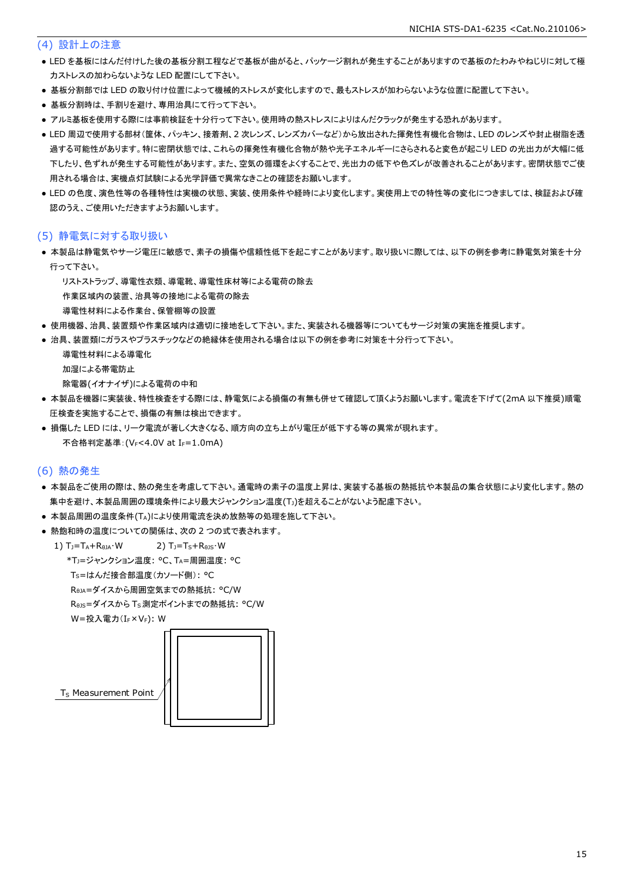## (4) 設計上の注意

- LED を基板にはんだ付けした後の基板分割工程などで基板が曲がると、パッケージ割れが発生することがありますので基板のたわみやねじりに対して極力ストレスの加わらないような LED 配置にして下さい。
- 基板分割部では LED の取り付け位置によって機械的ストレスが変化しますので、最もストレスが加わらないような位置に配置して下さい。
- 基板分割時は、手割りを避け、専用治具にて行って下さい。
- アルミ基板を使用する際には事前検証を十分行って下さい。使用時の熱ストレスによりはんだクラックが発生する恐れがあります。
- LED 周辺で使用する部材(筐体、パッキン、接着剤、2 次レンズ、レンズカバーなど)から放出された揮発性有機化合物は、LED のレンズや封止樹脂を透過する可能性があります。特に密閉状態では、これらの揮発性有機化合物が熱や光子エネルギーにさらされると変色が起こり LED の光出力が大幅に低下したり、色ずれが発生する可能性があります。また、空気の循環をよくすることで、光出力の低下や色ズレが改善されることがあります。密閉状態でご使用される場合は、実機点灯試験による光学評価で異常なきことの確認をお願いします。
- LED の色度、演色性等の各種特性は実機の状態、実装、使用条件や経時により変化します。実使用上での特性等の変化につきましては、検証および確認のうえ、ご使用いただきますようお願いします。

## (5) 静電気に対する取り扱い

- 本製品は静電気やサージ電圧に敏感で、素子の損傷や信頼性低下を起こすことがあります。取り扱いに際しては、以下の例を参考に静電気対策を十分行って下さい。
  - リストストラップ、導電性衣類、導電靴、導電性床材等による電荷の除去
  - 作業区域内の装置、治具等の接地による電荷の除去
  - 導電性材料による作業台、保管棚等の設置
- 使用機器、治具、装置類や作業区域内は適切に接地をして下さい。また、実装される機器等についてもサージ対策の実施を推奨します。
- 治具、装置類にガラスやプラスチックなどの絶縁体を使用される場合は以下の例を参考に対策を十分行って下さい。
  - 導電性材料による導電化
  - 加湿による帯電防止
  - 除電器(イオナイザ)による電荷の中和
- 本製品を機器に実装後、特性検査をする際には、静電気による損傷の有無も併せて確認して頂くようお願いします。電流を下げて(2mA 以下推奨)順電圧検査を実施することで、損傷の有無は検出できます。
- 損傷した LED には、リーク電流が著しく大きくなる、順方向の立ち上がり電圧が低下する等の異常が現れます。
  - 不合格判定基準：($V_F$<4.0V at $I_F$=1.0mA)

## (6) 熱の発生

- 本製品をご使用の際は、熱の発生を考慮して下さい。通電時の素子の温度上昇は、実装する基板の熱抵抗や本製品の集合状態により変化します。熱の集中を避け、本製品周囲の環境条件により最大ジャンクション温度($T_J$)を超えることがないよう配慮下さい。
- 本製品周囲の温度条件($T_A$)により使用電流を決め放熱等の処理を施して下さい。
- 熱飽和時の温度についての関係は、次の 2 つの式で表されます。

  1) $T_J=T_A+R_{θJA}·W$　　2) $T_J=T_S+R_{θJS}·W$

  *$T_J$=ジャンクション温度: °C、$T_A$=周囲温度: °C
  $T_S$=はんだ接合部温度(カソード側): °C
  $R_{θJA}$=ダイスから周囲空気までの熱抵抗: °C/W
  $R_{θJS}$=ダイスから $T_S$ 測定ポイントまでの熱抵抗: °C/W
  W=投入電力($I_F$×$V_F$): W

$T_S$ Measurement Point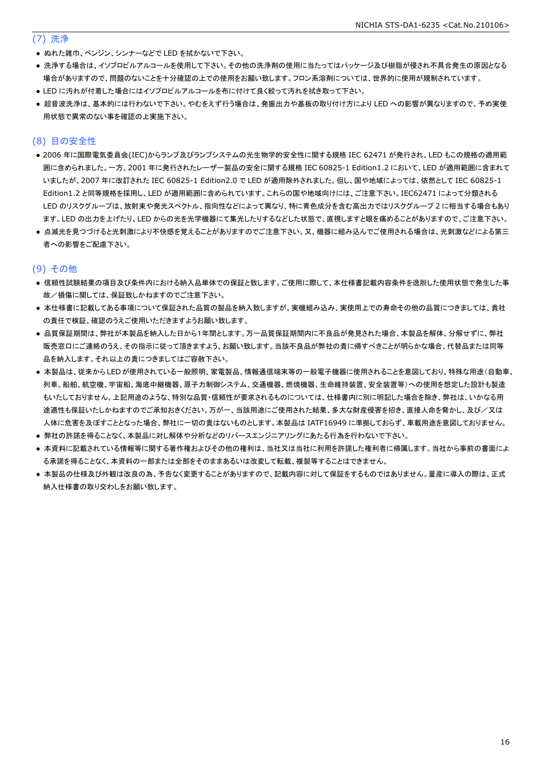### (7) 洗浄

- ぬれた雑巾、ベンジン、シンナーなどで LED を拭かないで下さい。
- 洗浄する場合は、イソプロピルアルコールを使用して下さい。その他の洗浄剤の使用に当たってはパッケージ及び樹脂が侵され不具合発生の原因となる場合がありますので、問題のないことを十分確認の上での使用をお願い致します。フロン系溶剤については、世界的に使用が規制されています。
- LED に汚れが付着した場合にはイソプロピルアルコールを布に付けて良く絞って汚れを拭き取って下さい。
- 超音波洗浄は、基本的には行わないで下さい。やむをえず行う場合は、発振出力や基板の取り付け方により LED への影響が異なりますので、予め実使用状態で異常のない事を確認の上実施下さい。

### (8) 目の安全性

- 2006 年に国際電気委員会(IEC)からランプ及びランプシステムの光生物学的安全性に関する規格 IEC 62471 が発行され、LED もこの規格の適用範囲に含められました。一方、2001 年に発行されたレーザー製品の安全に関する規格 IEC 60825-1 Edition1.2 において、LED が適用範囲に含まれていましたが、2007 年に改訂された IEC 60825-1 Edition2.0 で LED が適用除外されました。但し、国や地域によっては、依然として IEC 60825-1 Edition1.2 と同等規格を採用し、LED が適用範囲に含められています。これらの国や地域向けには、ご注意下さい。IEC62471 によって分類される LED のリスクグループは、放射束や発光スペクトル、指向性などによって異なり、特に青色成分を含む高出力ではリスクグループ 2 に相当する場合もあります。LED の出力を上げたり、LED からの光を光学機器にて集光したりするなどした状態で、直視しますと眼を痛めることがありますので、ご注意下さい。
- 点滅光を見つづけると光刺激により不快感を覚えることがありますのでご注意下さい。又、機器に組み込んでご使用される場合は、光刺激などによる第三者への影響をご配慮下さい。

### (9) その他

- 信頼性試験結果の項目及び条件内における納入品単体での保証と致します。ご使用に際して、本仕様書記載内容条件を逸脱した使用状態で発生した事故／損傷に関しては、保証致しかねますのでご注意下さい。
- 本仕様書に記載してある事項について保証された品質の製品を納入致しますが、実機組み込み、実使用上での寿命その他の品質につきましては、貴社の責任で検証、確認のうえご使用いただきますようお願い致します。
- 品質保証期間は、弊社が本製品を納入した日から1年間とします。万一品質保証期間内に不良品が発見された場合、本製品を解体、分解せずに、弊社販売窓口にご連絡のうえ、その指示に従って頂きますよう、お願い致します。当該不良品が弊社の責に帰すべきことが明らかな場合、代替品または同等品を納入します。それ以上の責につきましてはご容赦下さい。
- 本製品は、従来から LED が使用されている一般照明、家電製品、情報通信端末等の一般電子機器に使用されることを意図しており、特殊な用途（自動車、列車、船舶、航空機、宇宙船、海底中継機器、原子力制御システム、交通機器、燃焼機器、生命維持装置、安全装置等）への使用を想定した設計も製造もいたしておりません。上記用途のような、特別な品質・信頼性が要求されるものについては、仕様書内に別に明記した場合を除き、弊社は、いかなる用途適性も保証いたしかねますのでご承知おきください。万が一、当該用途にご使用された結果、多大な財産侵害を招き、直接人命を脅かし、及び／又は人体に危害を及ぼすこととなった場合、弊社に一切の責はないものとします。本製品は IATF16949 に準拠しておらず、車載用途を意図しておりません。
- 弊社の許諾を得ることなく、本製品に対し解体や分析などのリバースエンジニアリングにあたる行為を行わないで下さい。
- 本資料に記載されている情報等に関する著作権およびその他の権利は、当社又は当社に利用を許諾した権利者に帰属します。当社から事前の書面による承諾を得ることなく、本資料の一部または全部をそのままあるいは改変して転載、複製等することはできません。
- 本製品の仕様及び外観は改良の為、予告なく変更することがありますので、記載内容に対して保証をするものではありません。量産に導入の際は、正式納入仕様書の取り交わしをお願い致します。